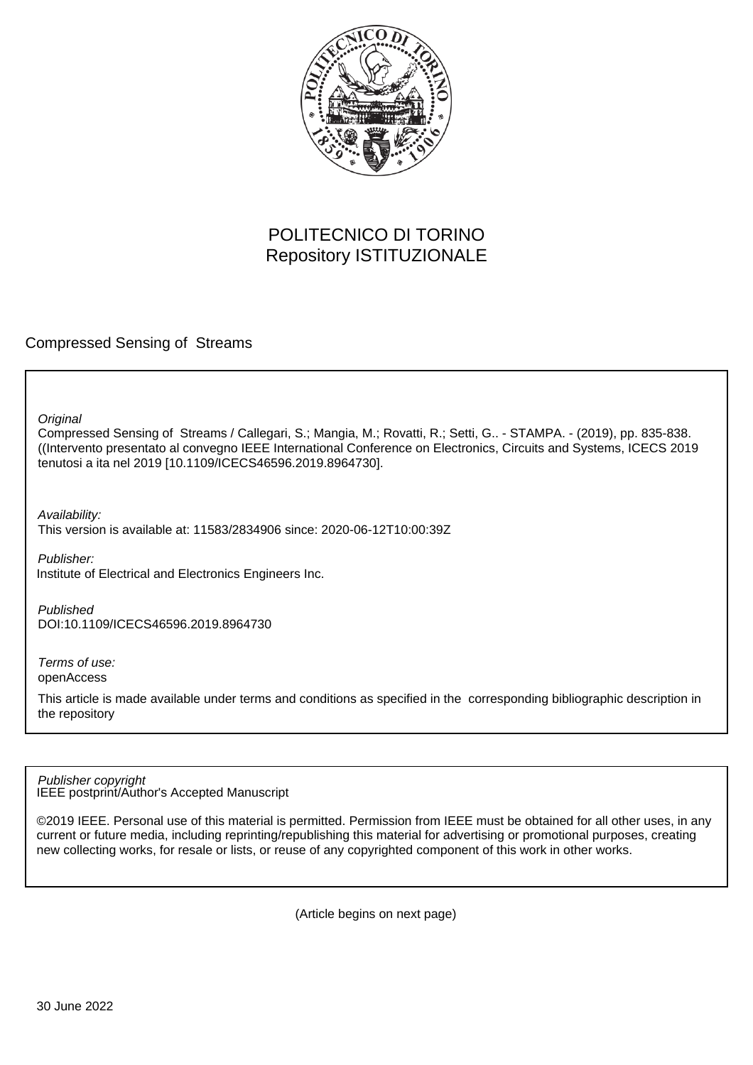POLITECNICO DI TORINO
Repository ISTITUZIONALE

Compressed Sensing of  Streams

*Original*
Compressed Sensing of  Streams / Callegari, S.; Mangia, M.; Rovatti, R.; Setti, G.. - STAMPA. - (2019), pp. 835-838. ((Intervento presentato al convegno IEEE International Conference on Electronics, Circuits and Systems, ICECS 2019 tenutosi a ita nel 2019 [10.1109/ICECS46596.2019.8964730].

*Availability:*
This version is available at: 11583/2834906 since: 2020-06-12T10:00:39Z

*Publisher:*
Institute of Electrical and Electronics Engineers Inc.

*Published*
DOI:10.1109/ICECS46596.2019.8964730

*Terms of use:*
openAccess

This article is made available under terms and conditions as specified in the  corresponding bibliographic description in the repository

*Publisher copyright*
IEEE postprint/Author's Accepted Manuscript

©2019 IEEE. Personal use of this material is permitted. Permission from IEEE must be obtained for all other uses, in any current or future media, including reprinting/republishing this material for advertising or promotional purposes, creating new collecting works, for resale or lists, or reuse of any copyrighted component of this work in other works.

(Article begins on next page)

30 June 2022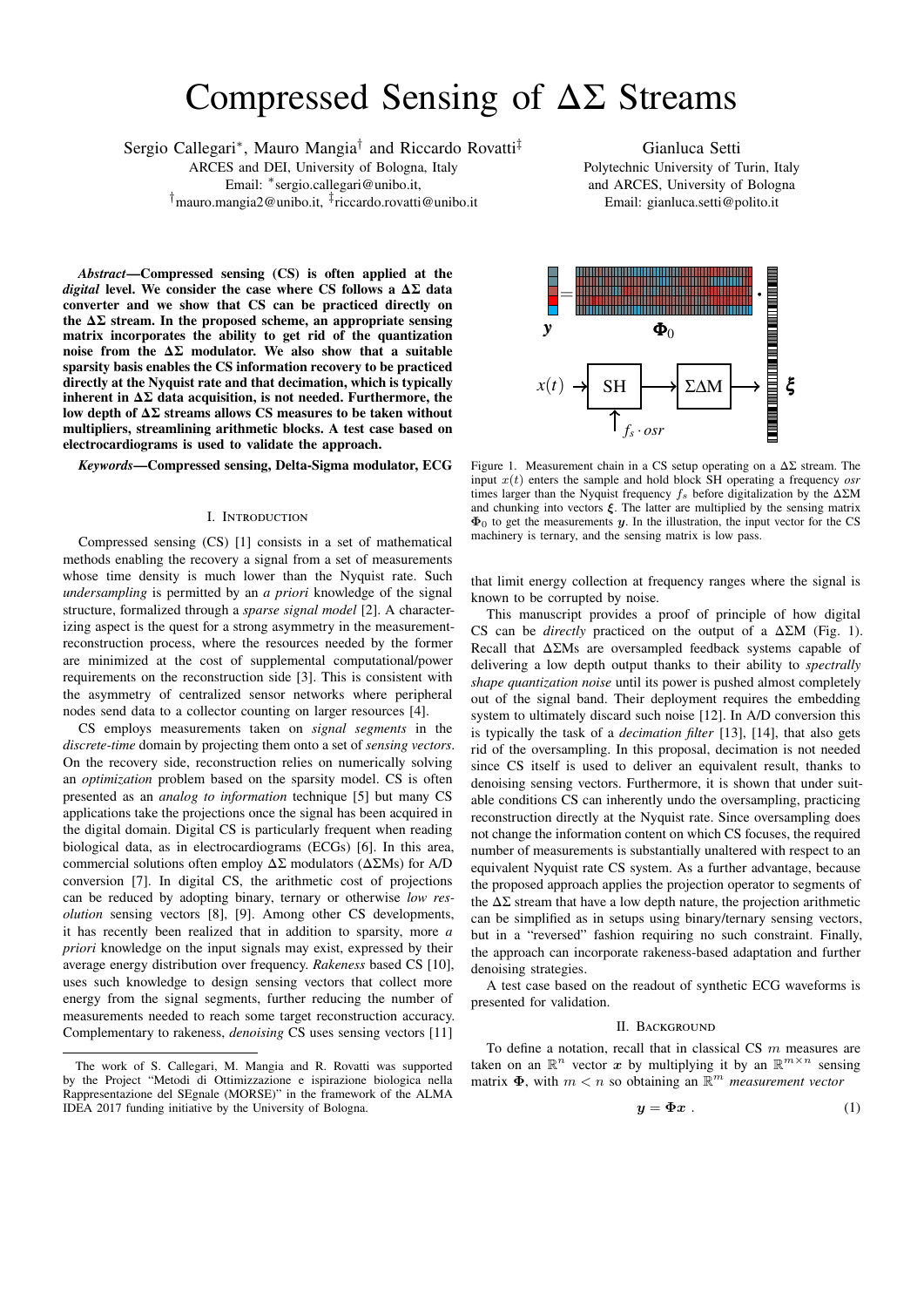# Compressed Sensing of ΔΣ Streams

Sergio Callegari*, Mauro Mangia† and Riccardo Rovatti‡
ARCES and DEI, University of Bologna, Italy
Email: *sergio.callegari@unibo.it,
†mauro.mangia2@unibo.it, ‡riccardo.rovatti@unibo.it

Gianluca Setti
Polytechnic University of Turin, Italy
and ARCES, University of Bologna
Email: gianluca.setti@polito.it

***Abstract*—Compressed sensing (CS) is often applied at the *digital* level. We consider the case where CS follows a ΔΣ data converter and we show that CS can be practiced directly on the ΔΣ stream. In the proposed scheme, an appropriate sensing matrix incorporates the ability to get rid of the quantization noise from the ΔΣ modulator. We also show that a suitable sparsity basis enables the CS information recovery to be practiced directly at the Nyquist rate and that decimation, which is typically inherent in ΔΣ data acquisition, is not needed. Furthermore, the low depth of ΔΣ streams allows CS measures to be taken without multipliers, streamlining arithmetic blocks. A test case based on electrocardiograms is used to validate the approach.**

***Keywords*—Compressed sensing, Delta-Sigma modulator, ECG**

## I. Introduction

Compressed sensing (CS) [1] consists in a set of mathematical methods enabling the recovery a signal from a set of measurements whose time density is much lower than the Nyquist rate. Such *undersampling* is permitted by an *a priori* knowledge of the signal structure, formalized through a *sparse signal model* [2]. A characterizing aspect is the quest for a strong asymmetry in the measurement-reconstruction process, where the resources needed by the former are minimized at the cost of supplemental computational/power requirements on the reconstruction side [3]. This is consistent with the asymmetry of centralized sensor networks where peripheral nodes send data to a collector counting on larger resources [4].

CS employs measurements taken on *signal segments* in the *discrete-time* domain by projecting them onto a set of *sensing vectors*. On the recovery side, reconstruction relies on numerically solving an *optimization* problem based on the sparsity model. CS is often presented as an *analog to information* technique [5] but many CS applications take the projections once the signal has been acquired in the digital domain. Digital CS is particularly frequent when reading biological data, as in electrocardiograms (ECGs) [6]. In this area, commercial solutions often employ ΔΣ modulators (ΔΣMs) for A/D conversion [7]. In digital CS, the arithmetic cost of projections can be reduced by adopting binary, ternary or otherwise *low resolution* sensing vectors [8], [9]. Among other CS developments, it has recently been realized that in addition to sparsity, more *a priori* knowledge on the input signals may exist, expressed by their average energy distribution over frequency. *Rakeness* based CS [10], uses such knowledge to design sensing vectors that collect more energy from the signal segments, further reducing the number of measurements needed to reach some target reconstruction accuracy. Complementary to rakeness, *denoising* CS uses sensing vectors [11] that limit energy collection at frequency ranges where the signal is known to be corrupted by noise.

Figure 1. Measurement chain in a CS setup operating on a ΔΣ stream. The input $x(t)$ enters the sample and hold block SH operating a frequency *osr* times larger than the Nyquist frequency $f_s$ before digitalization by the ΔΣM and chunking into vectors $\boldsymbol{\xi}$. The latter are multiplied by the sensing matrix $\boldsymbol{\Phi}_0$ to get the measurements $\boldsymbol{y}$. In the illustration, the input vector for the CS machinery is ternary, and the sensing matrix is low pass.

This manuscript provides a proof of principle of how digital CS can be *directly* practiced on the output of a ΔΣM (Fig. 1). Recall that ΔΣMs are oversampled feedback systems capable of delivering a low depth output thanks to their ability to *spectrally shape quantization noise* until its power is pushed almost completely out of the signal band. Their deployment requires the embedding system to ultimately discard such noise [12]. In A/D conversion this is typically the task of a *decimation filter* [13], [14], that also gets rid of the oversampling. In this proposal, decimation is not needed since CS itself is used to deliver an equivalent result, thanks to denoising sensing vectors. Furthermore, it is shown that under suitable conditions CS can inherently undo the oversampling, practicing reconstruction directly at the Nyquist rate. Since oversampling does not change the information content on which CS focuses, the required number of measurements is substantially unaltered with respect to an equivalent Nyquist rate CS system. As a further advantage, because the proposed approach applies the projection operator to segments of the ΔΣ stream that have a low depth nature, the projection arithmetic can be simplified as in setups using binary/ternary sensing vectors, but in a "reversed" fashion requiring no such constraint. Finally, the approach can incorporate rakeness-based adaptation and further denoising strategies.

A test case based on the readout of synthetic ECG waveforms is presented for validation.

## II. Background

To define a notation, recall that in classical CS $m$ measures are taken on an $\mathbb{R}^n$ vector $\boldsymbol{x}$ by multiplying it by an $\mathbb{R}^{m\times n}$ sensing matrix $\boldsymbol{\Phi}$, with $m < n$ so obtaining an $\mathbb{R}^m$ *measurement vector*

$$\boldsymbol{y} = \boldsymbol{\Phi}\boldsymbol{x} \ . \tag{1}$$

The work of S. Callegari, M. Mangia and R. Rovatti was supported by the Project "Metodi di Ottimizzazione e ispirazione biologica nella Rappresentazione del SEgnale (MORSE)" in the framework of the ALMA IDEA 2017 funding initiative by the University of Bologna.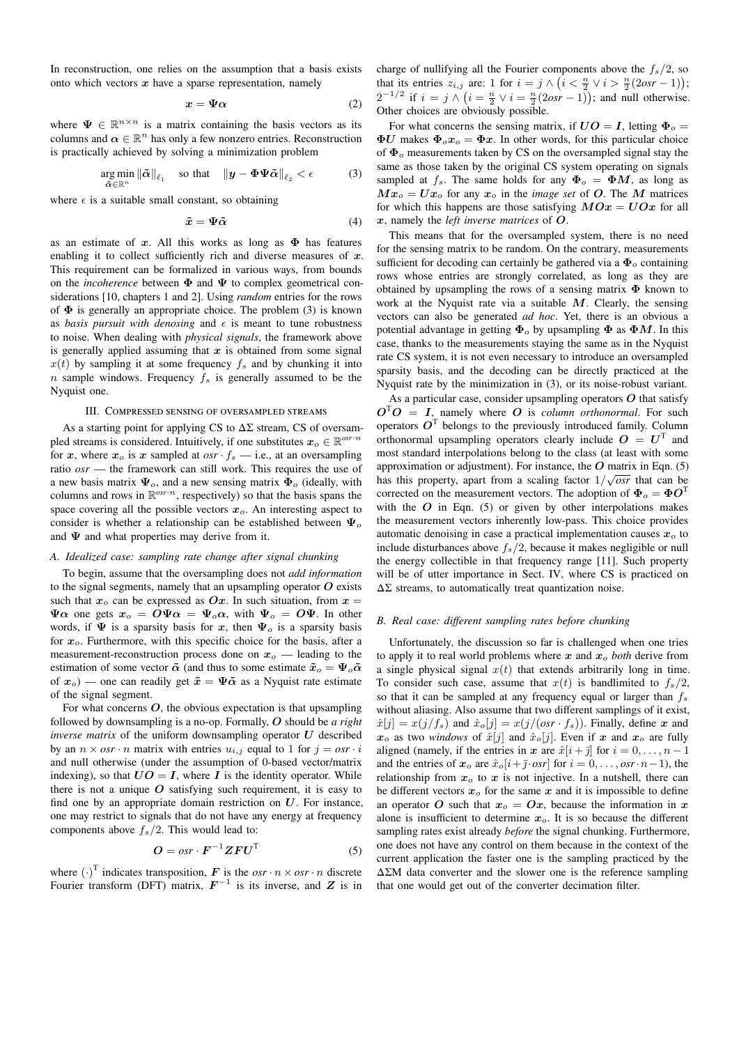In reconstruction, one relies on the assumption that a basis exists onto which vectors $\boldsymbol{x}$ have a sparse representation, namely

$$\boldsymbol{x} = \boldsymbol{\Psi}\boldsymbol{\alpha} \tag{2}$$

where $\boldsymbol{\Psi} \in \mathbb{R}^{n\times n}$ is a matrix containing the basis vectors as its columns and $\boldsymbol{\alpha} \in \mathbb{R}^n$ has only a few nonzero entries. Reconstruction is practically achieved by solving a minimization problem

$$\underset{\tilde{\boldsymbol{\alpha}}\in\mathbb{R}^n}{\arg\min} \|\tilde{\boldsymbol{\alpha}}\|_{\ell_1} \quad \text{so that} \quad \|\boldsymbol{y} - \boldsymbol{\Phi}\boldsymbol{\Psi}\tilde{\boldsymbol{\alpha}}\|_{\ell_2} < \epsilon \tag{3}$$

where $\epsilon$ is a suitable small constant, so obtaining

$$\tilde{\boldsymbol{x}} = \boldsymbol{\Psi}\tilde{\boldsymbol{\alpha}} \tag{4}$$

as an estimate of $\boldsymbol{x}$. All this works as long as $\boldsymbol{\Phi}$ has features enabling it to collect sufficiently rich and diverse measures of $\boldsymbol{x}$. This requirement can be formalized in various ways, from bounds on the *incoherence* between $\boldsymbol{\Phi}$ and $\boldsymbol{\Psi}$ to complex geometrical considerations [10, chapters 1 and 2]. Using *random* entries for the rows of $\boldsymbol{\Phi}$ is generally an appropriate choice. The problem (3) is known as *basis pursuit with denosing* and $\epsilon$ is meant to tune robustness to noise. When dealing with *physical signals*, the framework above is generally applied assuming that $\boldsymbol{x}$ is obtained from some signal $x(t)$ by sampling it at some frequency $f_s$ and by chunking it into $n$ sample windows. Frequency $f_s$ is generally assumed to be the Nyquist one.

## III. Compressed sensing of oversampled streams

As a starting point for applying CS to $\Delta\Sigma$ stream, CS of oversampled streams is considered. Intuitively, if one substitutes $\boldsymbol{x}_o \in \mathbb{R}^{osr\cdot n}$ for $\boldsymbol{x}$, where $\boldsymbol{x}_o$ is $\boldsymbol{x}$ sampled at $osr \cdot f_s$ — i.e., at an oversampling ratio $osr$ — the framework can still work. This requires the use of a new basis matrix $\boldsymbol{\Psi}_o$, and a new sensing matrix $\boldsymbol{\Phi}_o$ (ideally, with columns and rows in $\mathbb{R}^{osr\cdot n}$, respectively) so that the basis spans the space covering all the possible vectors $\boldsymbol{x}_o$. An interesting aspect to consider is whether a relationship can be established between $\boldsymbol{\Psi}_o$ and $\boldsymbol{\Psi}$ and what properties may derive from it.

### A. Idealized case: sampling rate change after signal chunking

To begin, assume that the oversampling does not *add information* to the signal segments, namely that an upsampling operator $\boldsymbol{O}$ exists such that $\boldsymbol{x}_o$ can be expressed as $\boldsymbol{O}\boldsymbol{x}$. In such situation, from $\boldsymbol{x} = \boldsymbol{\Psi}\boldsymbol{\alpha}$ one gets $\boldsymbol{x}_o = \boldsymbol{O}\boldsymbol{\Psi}\boldsymbol{\alpha} = \boldsymbol{\Psi}_o\boldsymbol{\alpha}$, with $\boldsymbol{\Psi}_o = \boldsymbol{O}\boldsymbol{\Psi}$. In other words, if $\boldsymbol{\Psi}$ is a sparsity basis for $\boldsymbol{x}$, then $\boldsymbol{\Psi}_o$ is a sparsity basis for $\boldsymbol{x}_o$. Furthermore, with this specific choice for the basis, after a measurement-reconstruction process done on $\boldsymbol{x}_o$ — leading to the estimation of some vector $\tilde{\boldsymbol{\alpha}}$ (and thus to some estimate $\tilde{\boldsymbol{x}}_o = \boldsymbol{\Psi}_o\tilde{\boldsymbol{\alpha}}$ of $\boldsymbol{x}_o$) — one can readily get $\tilde{\boldsymbol{x}} = \boldsymbol{\Psi}\tilde{\boldsymbol{\alpha}}$ as a Nyquist rate estimate of the signal segment.

For what concerns $\boldsymbol{O}$, the obvious expectation is that upsampling followed by downsampling is a no-op. Formally, $\boldsymbol{O}$ should be *a right inverse matrix* of the uniform downsampling operator $\boldsymbol{U}$ described by an $n \times osr \cdot n$ matrix with entries $u_{i,j}$ equal to 1 for $j = osr \cdot i$ and null otherwise (under the assumption of 0-based vector/matrix indexing), so that $\boldsymbol{U}\boldsymbol{O} = \boldsymbol{I}$, where $\boldsymbol{I}$ is the identity operator. While there is not a unique $\boldsymbol{O}$ satisfying such requirement, it is easy to find one by an appropriate domain restriction on $\boldsymbol{U}$. For instance, one may restrict to signals that do not have any energy at frequency components above $f_s/2$. This would lead to:

$$\boldsymbol{O} = osr \cdot \boldsymbol{F}^{-1}\boldsymbol{Z}\boldsymbol{F}\boldsymbol{U}^{\mathrm{T}} \tag{5}$$

where $(\cdot)^{\mathrm{T}}$ indicates transposition, $\boldsymbol{F}$ is the $osr \cdot n \times osr \cdot n$ discrete Fourier transform (DFT) matrix, $\boldsymbol{F}^{-1}$ is its inverse, and $\boldsymbol{Z}$ is in charge of nullifying all the Fourier components above the $f_s/2$, so that its entries $z_{i,j}$ are: 1 for $i = j \wedge \left(i < \frac{n}{2} \vee i > \frac{n}{2}(2osr - 1)\right)$; $2^{-1/2}$ if $i = j \wedge \left(i = \frac{n}{2} \vee i = \frac{n}{2}(2osr - 1)\right)$; and null otherwise. Other choices are obviously possible.

For what concerns the sensing matrix, if $\boldsymbol{U}\boldsymbol{O} = \boldsymbol{I}$, letting $\boldsymbol{\Phi}_o = \boldsymbol{\Phi}\boldsymbol{U}$ makes $\boldsymbol{\Phi}_o\boldsymbol{x}_o = \boldsymbol{\Phi}\boldsymbol{x}$. In other words, for this particular choice of $\boldsymbol{\Phi}_o$ measurements taken by CS on the oversampled signal stay the same as those taken by the original CS system operating on signals sampled at $f_s$. The same holds for any $\boldsymbol{\Phi}_o = \boldsymbol{\Phi}\boldsymbol{M}$, as long as $\boldsymbol{M}\boldsymbol{x}_o = \boldsymbol{U}\boldsymbol{x}_o$ for any $\boldsymbol{x}_o$ in the *image set* of $\boldsymbol{O}$. The $\boldsymbol{M}$ matrices for which this happens are those satisfying $\boldsymbol{M}\boldsymbol{O}\boldsymbol{x} = \boldsymbol{U}\boldsymbol{O}\boldsymbol{x}$ for all $\boldsymbol{x}$, namely the *left inverse matrices* of $\boldsymbol{O}$.

This means that for the oversampled system, there is no need for the sensing matrix to be random. On the contrary, measurements sufficient for decoding can certainly be gathered via a $\boldsymbol{\Phi}_o$ containing rows whose entries are strongly correlated, as long as they are obtained by upsampling the rows of a sensing matrix $\boldsymbol{\Phi}$ known to work at the Nyquist rate via a suitable $\boldsymbol{M}$. Clearly, the sensing vectors can also be generated *ad hoc*. Yet, there is an obvious a potential advantage in getting $\boldsymbol{\Phi}_o$ by upsampling $\boldsymbol{\Phi}$ as $\boldsymbol{\Phi}\boldsymbol{M}$. In this case, thanks to the measurements staying the same as in the Nyquist rate CS system, it is not even necessary to introduce an oversampled sparsity basis, and the decoding can be directly practiced at the Nyquist rate by the minimization in (3), or its noise-robust variant.

As a particular case, consider upsampling operators $\boldsymbol{O}$ that satisfy $\boldsymbol{O}^{\mathrm{T}}\boldsymbol{O} = \boldsymbol{I}$, namely where $\boldsymbol{O}$ is *column orthonormal*. For such operators $\boldsymbol{O}^{\mathrm{T}}$ belongs to the previously introduced family. Column orthonormal upsampling operators clearly include $\boldsymbol{O} = \boldsymbol{U}^{\mathrm{T}}$ and most standard interpolations belong to the class (at least with some approximation or adjustment). For instance, the $\boldsymbol{O}$ matrix in Eqn. (5) has this property, apart from a scaling factor $1/\sqrt{osr}$ that can be corrected on the measurement vectors. The adoption of $\boldsymbol{\Phi}_o = \boldsymbol{\Phi}\boldsymbol{O}^{\mathrm{T}}$ with the $\boldsymbol{O}$ in Eqn. (5) or given by other interpolations makes the measurement vectors inherently low-pass. This choice provides automatic denoising in case a practical implementation causes $\boldsymbol{x}_o$ to include disturbances above $f_s/2$, because it makes negligible or null the energy collectible in that frequency range [11]. Such property will be of utter importance in Sect. IV, where CS is practiced on $\Delta\Sigma$ streams, to automatically treat quantization noise.

### B. Real case: different sampling rates before chunking

Unfortunately, the discussion so far is challenged when one tries to apply it to real world problems where $\boldsymbol{x}$ and $\boldsymbol{x}_o$ *both* derive from a single physical signal $x(t)$ that extends arbitrarily long in time. To consider such case, assume that $x(t)$ is bandlimited to $f_s/2$, so that it can be sampled at any frequency equal or larger than $f_s$ without aliasing. Also assume that two different samplings of it exist, $\hat{x}[j] = x(j/f_s)$ and $\hat{x}_o[j] = x(j/(osr \cdot f_s))$. Finally, define $\boldsymbol{x}$ and $\boldsymbol{x}_o$ as two *windows* of $\hat{x}[j]$ and $\hat{x}_o[j]$. Even if $\boldsymbol{x}$ and $\boldsymbol{x}_o$ are fully aligned (namely, if the entries in $\boldsymbol{x}$ are $\hat{x}[i+\bar{\jmath}]$ for $i = 0, \ldots, n-1$ and the entries of $\boldsymbol{x}_o$ are $\hat{x}_o[i+\bar{\jmath}\cdot osr]$ for $i = 0, \ldots, osr\cdot n-1$), the relationship from $\boldsymbol{x}_o$ to $\boldsymbol{x}$ is not injective. In a nutshell, there can be different vectors $\boldsymbol{x}_o$ for the same $\boldsymbol{x}$ and it is impossible to define an operator $\boldsymbol{O}$ such that $\boldsymbol{x}_o = \boldsymbol{O}\boldsymbol{x}$, because the information in $\boldsymbol{x}$ alone is insufficient to determine $\boldsymbol{x}_o$. It is so because the different sampling rates exist already *before* the signal chunking. Furthermore, one does not have any control on them because in the context of the current application the faster one is the sampling practiced by the $\Delta\Sigma$M data converter and the slower one is the reference sampling that one would get out of the converter decimation filter.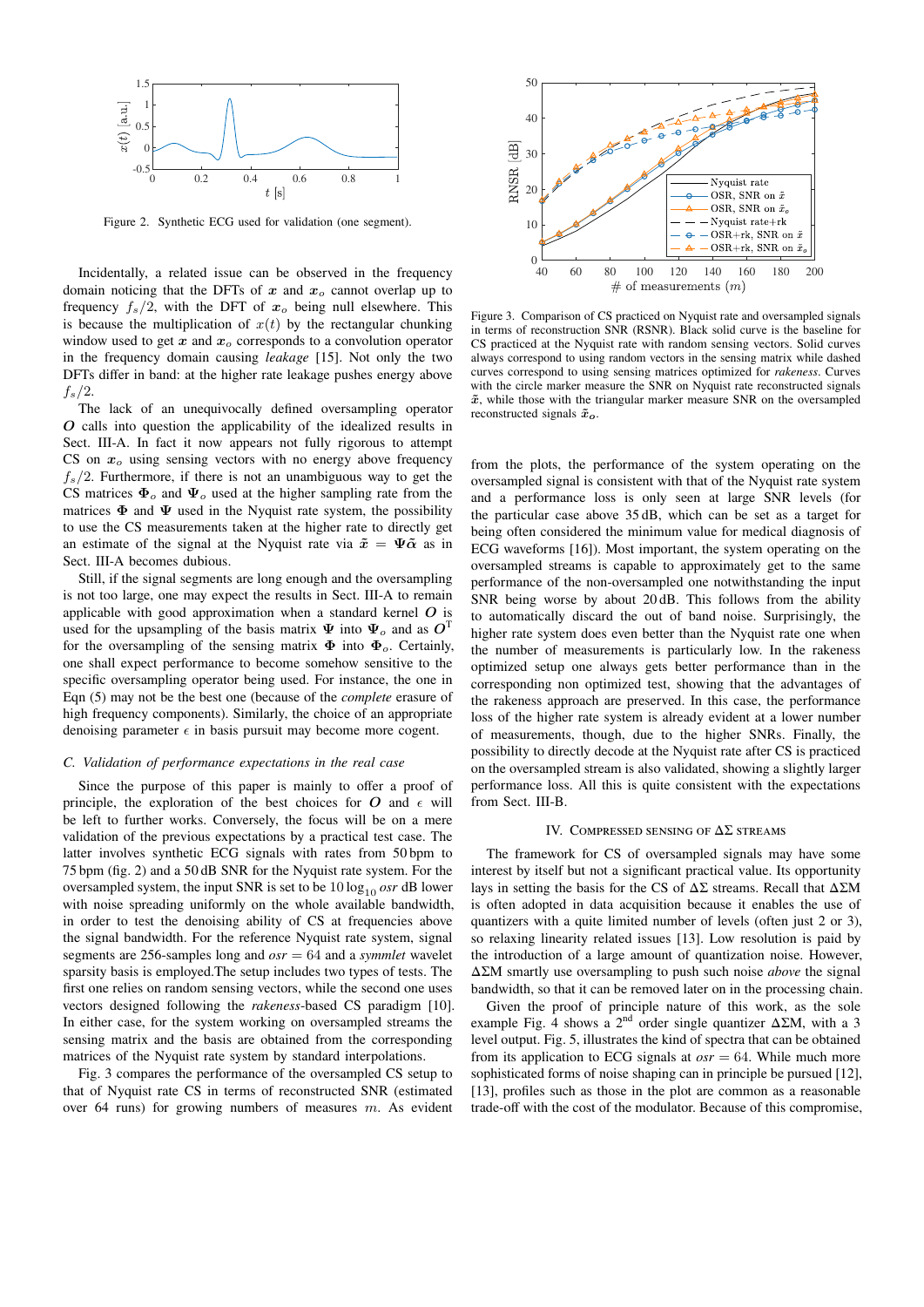Figure 2. Synthetic ECG used for validation (one segment).

Incidentally, a related issue can be observed in the frequency domain noticing that the DFTs of $\boldsymbol{x}$ and $\boldsymbol{x}_o$ cannot overlap up to frequency $f_s/2$, with the DFT of $\boldsymbol{x}_o$ being null elsewhere. This is because the multiplication of $x(t)$ by the rectangular chunking window used to get $\boldsymbol{x}$ and $\boldsymbol{x}_o$ corresponds to a convolution operator in the frequency domain causing *leakage* [15]. Not only the two DFTs differ in band: at the higher rate leakage pushes energy above $f_s/2$.

The lack of an unequivocally defined oversampling operator $\boldsymbol{O}$ calls into question the applicability of the idealized results in Sect. III-A. In fact it now appears not fully rigorous to attempt CS on $\boldsymbol{x}_o$ using sensing vectors with no energy above frequency $f_s/2$. Furthermore, if there is not an unambiguous way to get the CS matrices $\boldsymbol{\Phi}_o$ and $\boldsymbol{\Psi}_o$ used at the higher sampling rate from the matrices $\boldsymbol{\Phi}$ and $\boldsymbol{\Psi}$ used in the Nyquist rate system, the possibility to use the CS measurements taken at the higher rate to directly get an estimate of the signal at the Nyquist rate via $\tilde{\boldsymbol{x}} = \boldsymbol{\Psi}\tilde{\boldsymbol{\alpha}}$ as in Sect. III-A becomes dubious.

Still, if the signal segments are long enough and the oversampling is not too large, one may expect the results in Sect. III-A to remain applicable with good approximation when a standard kernel $\boldsymbol{O}$ is used for the upsampling of the basis matrix $\boldsymbol{\Psi}$ into $\boldsymbol{\Psi}_o$ and as $\boldsymbol{O}^{\mathrm{T}}$ for the oversampling of the sensing matrix $\boldsymbol{\Phi}$ into $\boldsymbol{\Phi}_o$. Certainly, one shall expect performance to become somewhat sensitive to the specific oversampling operator being used. For instance, the one in Eqn (5) may not be the best one (because of the *complete* erasure of high frequency components). Similarly, the choice of an appropriate denoising parameter $\epsilon$ in basis pursuit may become more cogent.

### C. Validation of performance expectations in the real case

Since the purpose of this paper is mainly to offer a proof of principle, the exploration of the best choices for $\boldsymbol{O}$ and $\epsilon$ will be left to further works. Conversely, the focus will be on a mere validation of the previous expectations by a practical test case. The latter involves synthetic ECG signals with rates from 50 bpm to 75 bpm (fig. 2) and a 50 dB SNR for the Nyquist rate system. For the oversampled system, the input SNR is set to be $10\log_{10} osr$ dB lower with noise spreading uniformly on the whole available bandwidth, in order to test the denoising ability of CS at frequencies above the signal bandwidth. For the reference Nyquist rate system, signal segments are 256-samples long and $osr = 64$ and a *symmlet* wavelet sparsity basis is employed.The setup includes two types of tests. The first one relies on random sensing vectors, while the second one uses vectors designed following the *rakeness*-based CS paradigm [10]. In either case, for the system working on oversampled streams the sensing matrix and the basis are obtained from the corresponding matrices of the Nyquist rate system by standard interpolations.

Fig. 3 compares the performance of the oversampled CS setup to that of Nyquist rate CS in terms of reconstructed SNR (estimated over 64 runs) for growing numbers of measures $m$. As evident from the plots, the performance of the system operating on the oversampled signal is consistent with that of the Nyquist rate system and a performance loss is only seen at large SNR levels (for the particular case above 35 dB, which can be set as a target for being often considered the minimum value for medical diagnosis of ECG waveforms [16]). Most important, the system operating on the oversampled streams is capable to approximately get to the same performance of the non-oversampled one notwithstanding the input SNR being worse by about 20 dB. This follows from the ability to automatically discard the out of band noise. Surprisingly, the higher rate system does even better than the Nyquist rate one when the number of measurements is particularly low. In the rakeness optimized setup one always gets better performance than in the corresponding non optimized test, showing that the advantages of the rakeness approach are preserved. In this case, the performance loss of the higher rate system is already evident at a lower number of measurements, though, due to the higher SNRs. Finally, the possibility to directly decode at the Nyquist rate after CS is practiced on the oversampled stream is also validated, showing a slightly larger performance loss. All this is quite consistent with the expectations from Sect. III-B.

Figure 3. Comparison of CS practiced on Nyquist rate and oversampled signals in terms of reconstruction SNR (RSNR). Black solid curve is the baseline for CS practiced at the Nyquist rate with random sensing vectors. Solid curves always correspond to using random vectors in the sensing matrix while dashed curves correspond to using sensing matrices optimized for *rakeness*. Curves with the circle marker measure the SNR on Nyquist rate reconstructed signals $\tilde{\boldsymbol{x}}$, while those with the triangular marker measure SNR on the oversampled reconstructed signals $\tilde{\boldsymbol{x}}_o$.

## IV. Compressed sensing of $\Delta\Sigma$ streams

The framework for CS of oversampled signals may have some interest by itself but not a significant practical value. Its opportunity lays in setting the basis for the CS of $\Delta\Sigma$ streams. Recall that $\Delta\Sigma$M is often adopted in data acquisition because it enables the use of quantizers with a quite limited number of levels (often just 2 or 3), so relaxing linearity related issues [13]. Low resolution is paid by the introduction of a large amount of quantization noise. However, $\Delta\Sigma$M smartly use oversampling to push such noise *above* the signal bandwidth, so that it can be removed later on in the processing chain.

Given the proof of principle nature of this work, as the sole example Fig. 4 shows a 2nd order single quantizer $\Delta\Sigma$M, with a 3 level output. Fig. 5, illustrates the kind of spectra that can be obtained from its application to ECG signals at $osr = 64$. While much more sophisticated forms of noise shaping can in principle be pursued [12], [13], profiles such as those in the plot are common as a reasonable trade-off with the cost of the modulator. Because of this compromise,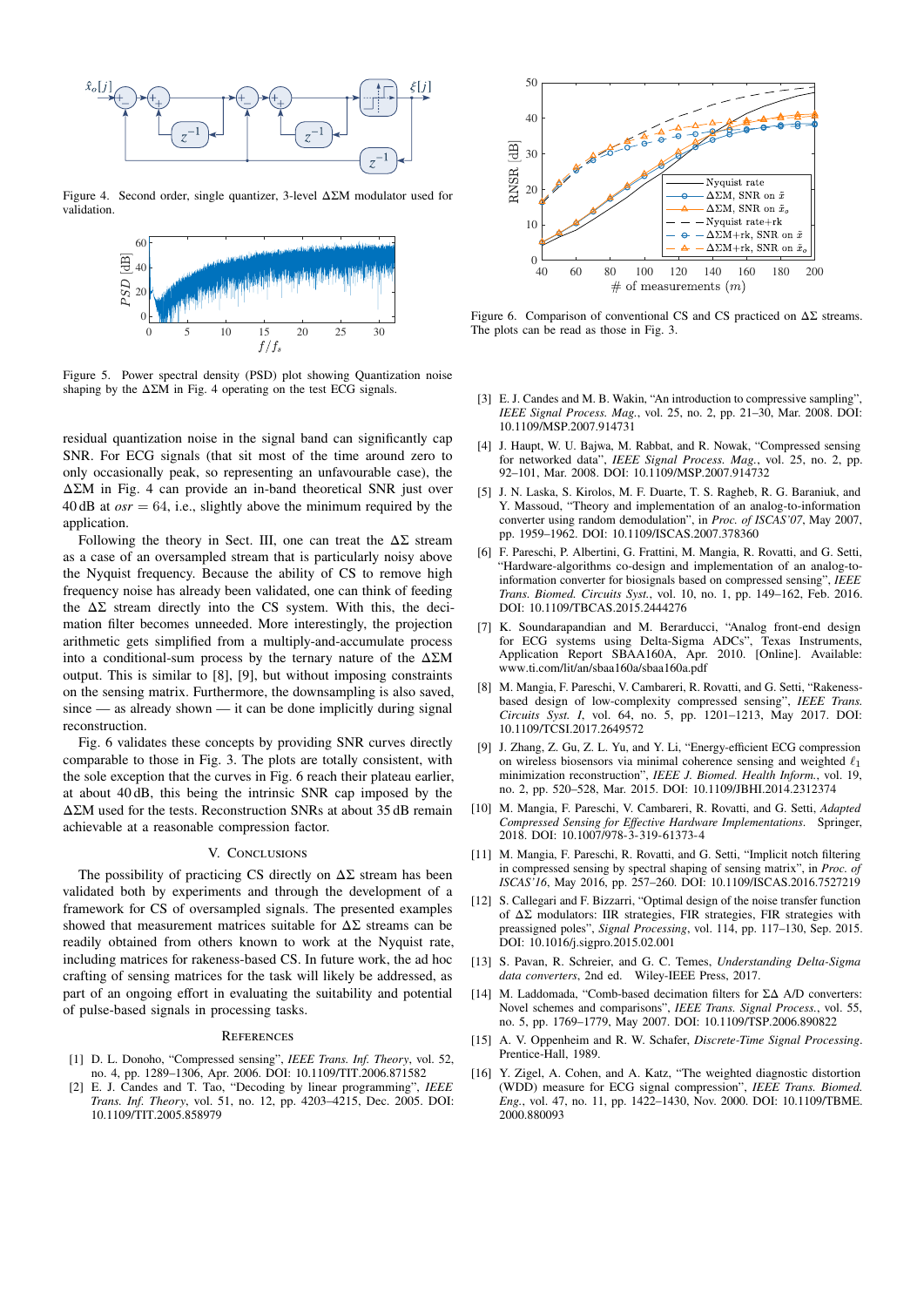$\hat{x}_o[j]$

$z^{-1}$

$z^{-1}$

$z^{-1}$

$\xi[j]$

Figure 4. Second order, single quantizer, 3-level ΔΣM modulator used for validation.

$PSD$ [dB]

60
40
20
0

0 5 10 15 20 25 30

$f/f_s$

Figure 5. Power spectral density (PSD) plot showing Quantization noise shaping by the ΔΣM in Fig. 4 operating on the test ECG signals.

residual quantization noise in the signal band can significantly cap SNR. For ECG signals (that sit most of the time around zero to only occasionally peak, so representing an unfavourable case), the ΔΣM in Fig. 4 can provide an in-band theoretical SNR just over 40 dB at $osr = 64$, i.e., slightly above the minimum required by the application.

Following the theory in Sect. III, one can treat the ΔΣ stream as a case of an oversampled stream that is particularly noisy above the Nyquist frequency. Because the ability of CS to remove high frequency noise has already been validated, one can think of feeding the ΔΣ stream directly into the CS system. With this, the decimation filter becomes unneeded. More interestingly, the projection arithmetic gets simplified from a multiply-and-accumulate process into a conditional-sum process by the ternary nature of the ΔΣM output. This is similar to [8], [9], but without imposing constraints on the sensing matrix. Furthermore, the downsampling is also saved, since — as already shown — it can be done implicitly during signal reconstruction.

Fig. 6 validates these concepts by providing SNR curves directly comparable to those in Fig. 3. The plots are totally consistent, with the sole exception that the curves in Fig. 6 reach their plateau earlier, at about 40 dB, this being the intrinsic SNR cap imposed by the ΔΣM used for the tests. Reconstruction SNRs at about 35 dB remain achievable at a reasonable compression factor.

## V. Conclusions

The possibility of practicing CS directly on ΔΣ stream has been validated both by experiments and through the development of a framework for CS of oversampled signals. The presented examples showed that measurement matrices suitable for ΔΣ streams can be readily obtained from others known to work at the Nyquist rate, including matrices for rakeness-based CS. In future work, the ad hoc crafting of sensing matrices for the task will likely be addressed, as part of an ongoing effort in evaluating the suitability and potential of pulse-based signals in processing tasks.

RNSR [dB]

50
40
30
20
10
0

40 60 80 100 120 140 160 180 200

\# of measurements ($m$)

Nyquist rate

ΔΣM, SNR on $\tilde{x}$

ΔΣM, SNR on $\tilde{x}_o$

Nyquist rate+rk

ΔΣM+rk, SNR on $\tilde{x}$

ΔΣM+rk, SNR on $\tilde{x}_o$

Figure 6. Comparison of conventional CS and CS practiced on ΔΣ streams. The plots can be read as those in Fig. 3.

## References

[1] D. L. Donoho, "Compressed sensing", *IEEE Trans. Inf. Theory*, vol. 52, no. 4, pp. 1289–1306, Apr. 2006. DOI: 10.1109/TIT.2006.871582

[2] E. J. Candes and T. Tao, "Decoding by linear programming", *IEEE Trans. Inf. Theory*, vol. 51, no. 12, pp. 4203–4215, Dec. 2005. DOI: 10.1109/TIT.2005.858979

[3] E. J. Candes and M. B. Wakin, "An introduction to compressive sampling", *IEEE Signal Process. Mag.*, vol. 25, no. 2, pp. 21–30, Mar. 2008. DOI: 10.1109/MSP.2007.914731

[4] J. Haupt, W. U. Bajwa, M. Rabbat, and R. Nowak, "Compressed sensing for networked data", *IEEE Signal Process. Mag.*, vol. 25, no. 2, pp. 92–101, Mar. 2008. DOI: 10.1109/MSP.2007.914732

[5] J. N. Laska, S. Kirolos, M. F. Duarte, T. S. Ragheb, R. G. Baraniuk, and Y. Massoud, "Theory and implementation of an analog-to-information converter using random demodulation", in *Proc. of ISCAS'07*, May 2007, pp. 1959–1962. DOI: 10.1109/ISCAS.2007.378360

[6] F. Pareschi, P. Albertini, G. Frattini, M. Mangia, R. Rovatti, and G. Setti, "Hardware-algorithms co-design and implementation of an analog-to-information converter for biosignals based on compressed sensing", *IEEE Trans. Biomed. Circuits Syst.*, vol. 10, no. 1, pp. 149–162, Feb. 2016. DOI: 10.1109/TBCAS.2015.2444276

[7] K. Soundarapandian and M. Berarducci, "Analog front-end design for ECG systems using Delta-Sigma ADCs", Texas Instruments, Application Report SBAA160A, Apr. 2010. [Online]. Available: www.ti.com/lit/an/sbaa160a/sbaa160a.pdf

[8] M. Mangia, F. Pareschi, V. Cambareri, R. Rovatti, and G. Setti, "Rakeness-based design of low-complexity compressed sensing", *IEEE Trans. Circuits Syst. I*, vol. 64, no. 5, pp. 1201–1213, May 2017. DOI: 10.1109/TCSI.2017.2649572

[9] J. Zhang, Z. Gu, Z. L. Yu, and Y. Li, "Energy-efficient ECG compression on wireless biosensors via minimal coherence sensing and weighted $\ell_1$ minimization reconstruction", *IEEE J. Biomed. Health Inform.*, vol. 19, no. 2, pp. 520–528, Mar. 2015. DOI: 10.1109/JBHI.2014.2312374

[10] M. Mangia, F. Pareschi, V. Cambareri, R. Rovatti, and G. Setti, *Adapted Compressed Sensing for Effective Hardware Implementations*. Springer, 2018. DOI: 10.1007/978-3-319-61373-4

[11] M. Mangia, F. Pareschi, R. Rovatti, and G. Setti, "Implicit notch filtering in compressed sensing by spectral shaping of sensing matrix", in *Proc. of ISCAS'16*, May 2016, pp. 257–260. DOI: 10.1109/ISCAS.2016.7527219

[12] S. Callegari and F. Bizzarri, "Optimal design of the noise transfer function of ΔΣ modulators: IIR strategies, FIR strategies, FIR strategies with preassigned poles", *Signal Processing*, vol. 114, pp. 117–130, Sep. 2015. DOI: 10.1016/j.sigpro.2015.02.001

[13] S. Pavan, R. Schreier, and G. C. Temes, *Understanding Delta-Sigma data converters*, 2nd ed. Wiley-IEEE Press, 2017.

[14] M. Laddomada, "Comb-based decimation filters for ΣΔ A/D converters: Novel schemes and comparisons", *IEEE Trans. Signal Process.*, vol. 55, no. 5, pp. 1769–1779, May 2007. DOI: 10.1109/TSP.2006.890822

[15] A. V. Oppenheim and R. W. Schafer, *Discrete-Time Signal Processing*. Prentice-Hall, 1989.

[16] Y. Zigel, A. Cohen, and A. Katz, "The weighted diagnostic distortion (WDD) measure for ECG signal compression", *IEEE Trans. Biomed. Eng.*, vol. 47, no. 11, pp. 1422–1430, Nov. 2000. DOI: 10.1109/TBME.2000.880093